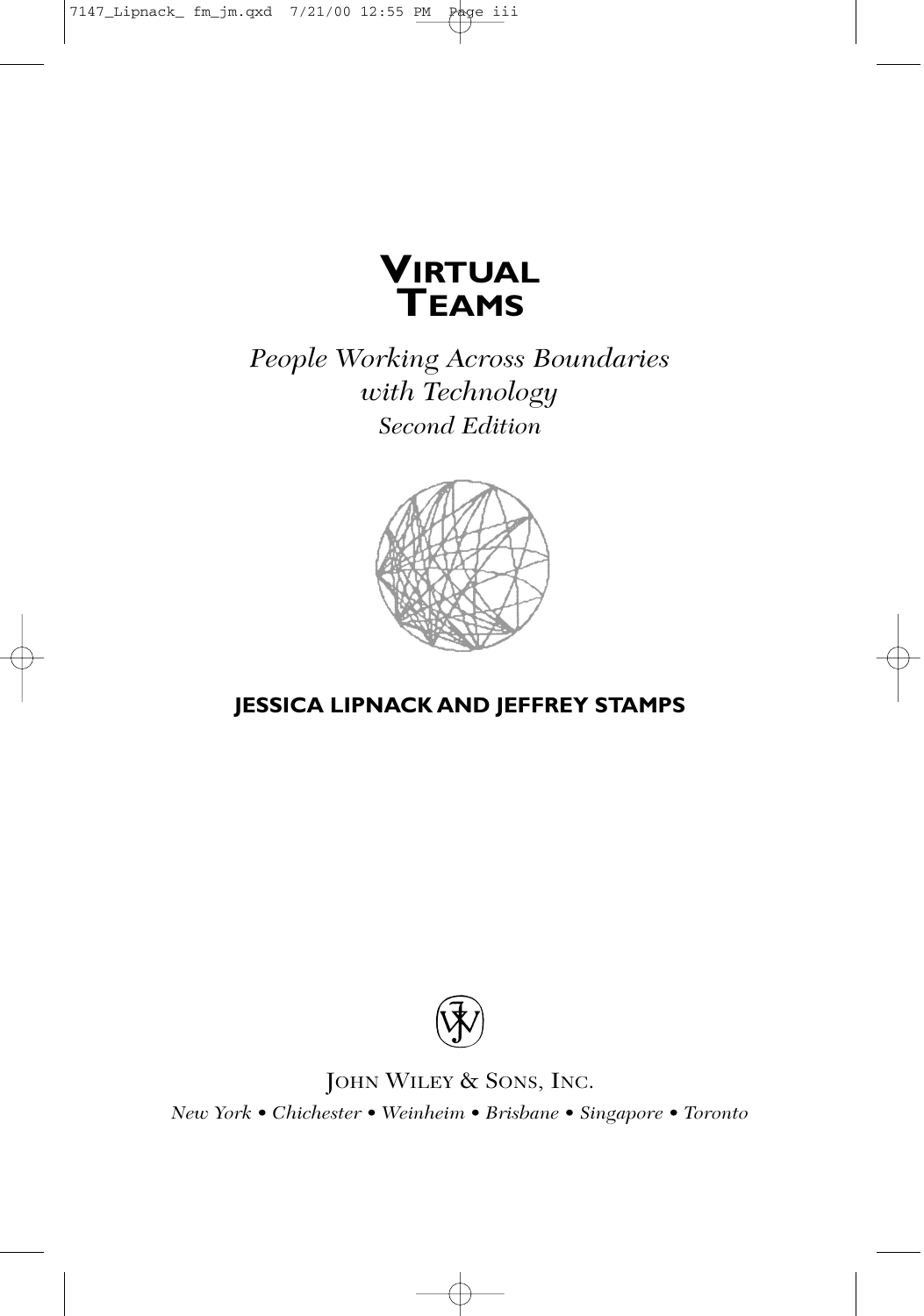# VIRTUAL TEAMS

*People Working Across Boundaries with Technology*

*Second Edition*

**JESSICA LIPNACK AND JEFFREY STAMPS**

JOHN WILEY & SONS, INC.

*New York • Chichester • Weinheim • Brisbane • Singapore • Toronto*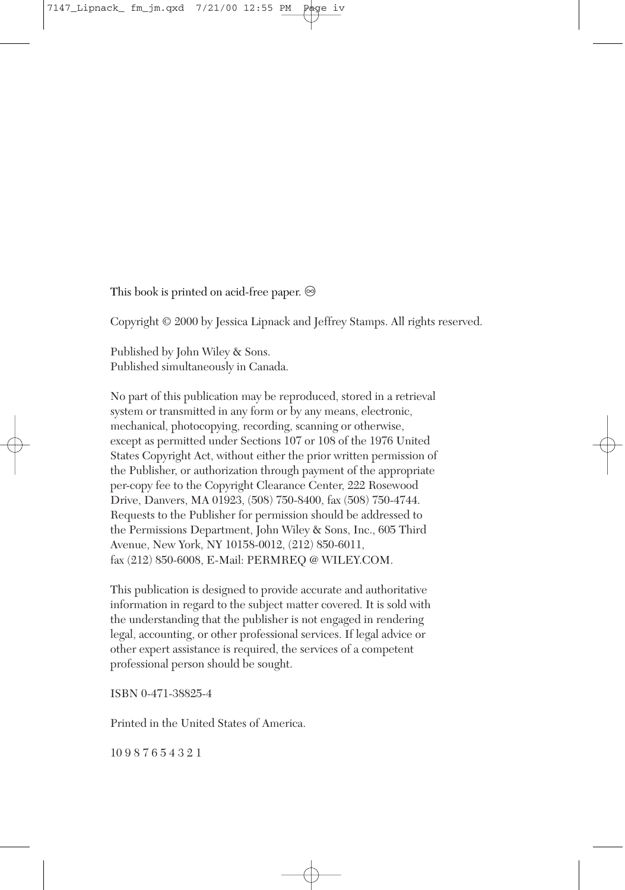This book is printed on acid-free paper. ♾

Copyright © 2000 by Jessica Lipnack and Jeffrey Stamps. All rights reserved.

Published by John Wiley & Sons.
Published simultaneously in Canada.

No part of this publication may be reproduced, stored in a retrieval system or transmitted in any form or by any means, electronic, mechanical, photocopying, recording, scanning or otherwise, except as permitted under Sections 107 or 108 of the 1976 United States Copyright Act, without either the prior written permission of the Publisher, or authorization through payment of the appropriate per-copy fee to the Copyright Clearance Center, 222 Rosewood Drive, Danvers, MA 01923, (508) 750-8400, fax (508) 750-4744. Requests to the Publisher for permission should be addressed to the Permissions Department, John Wiley & Sons, Inc., 605 Third Avenue, New York, NY 10158-0012, (212) 850-6011, fax (212) 850-6008, E-Mail: PERMREQ @ WILEY.COM.

This publication is designed to provide accurate and authoritative information in regard to the subject matter covered. It is sold with the understanding that the publisher is not engaged in rendering legal, accounting, or other professional services. If legal advice or other expert assistance is required, the services of a competent professional person should be sought.

ISBN 0-471-38825-4

Printed in the United States of America.

10 9 8 7 6 5 4 3 2 1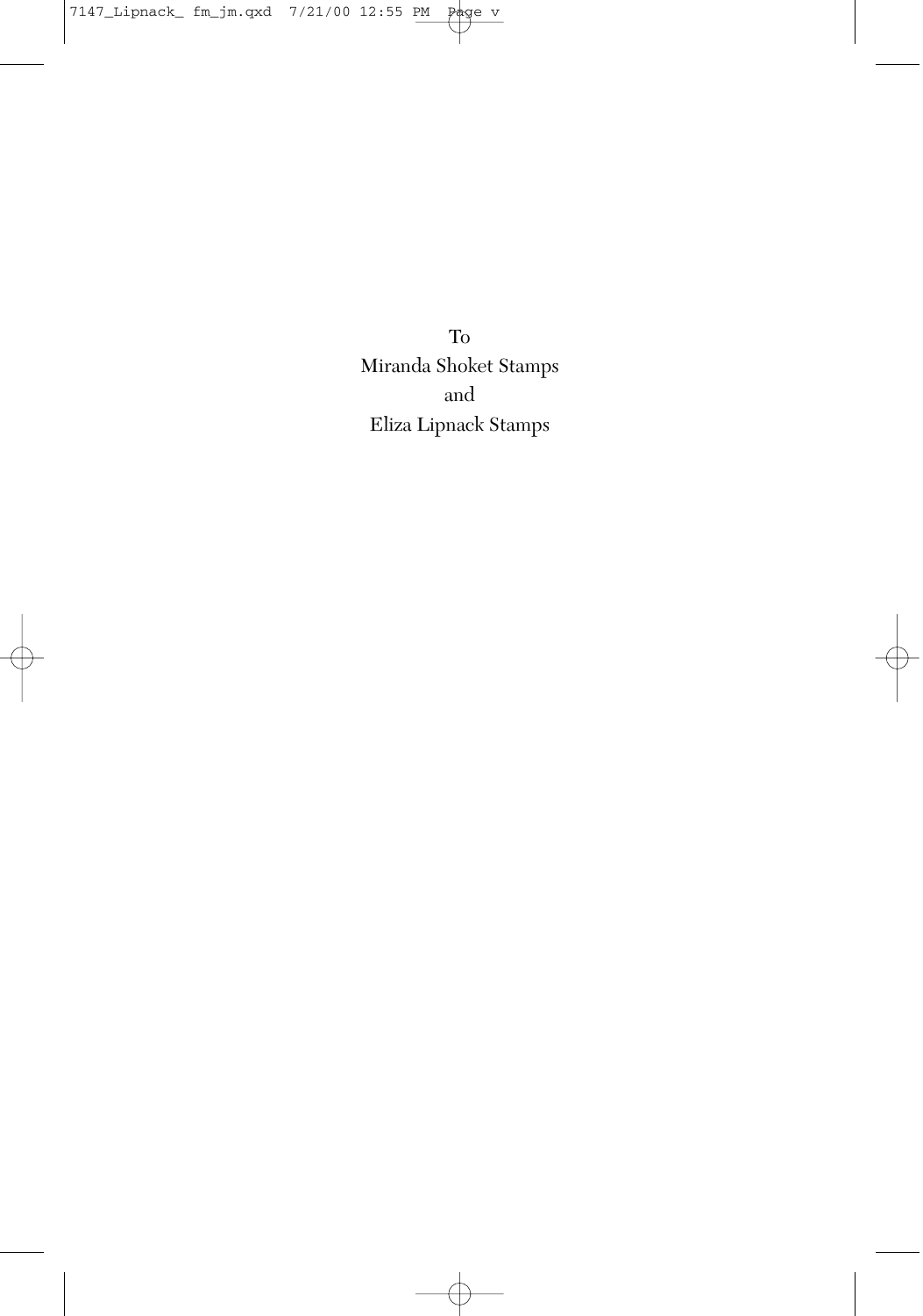To

Miranda Shoket Stamps

and

Eliza Lipnack Stamps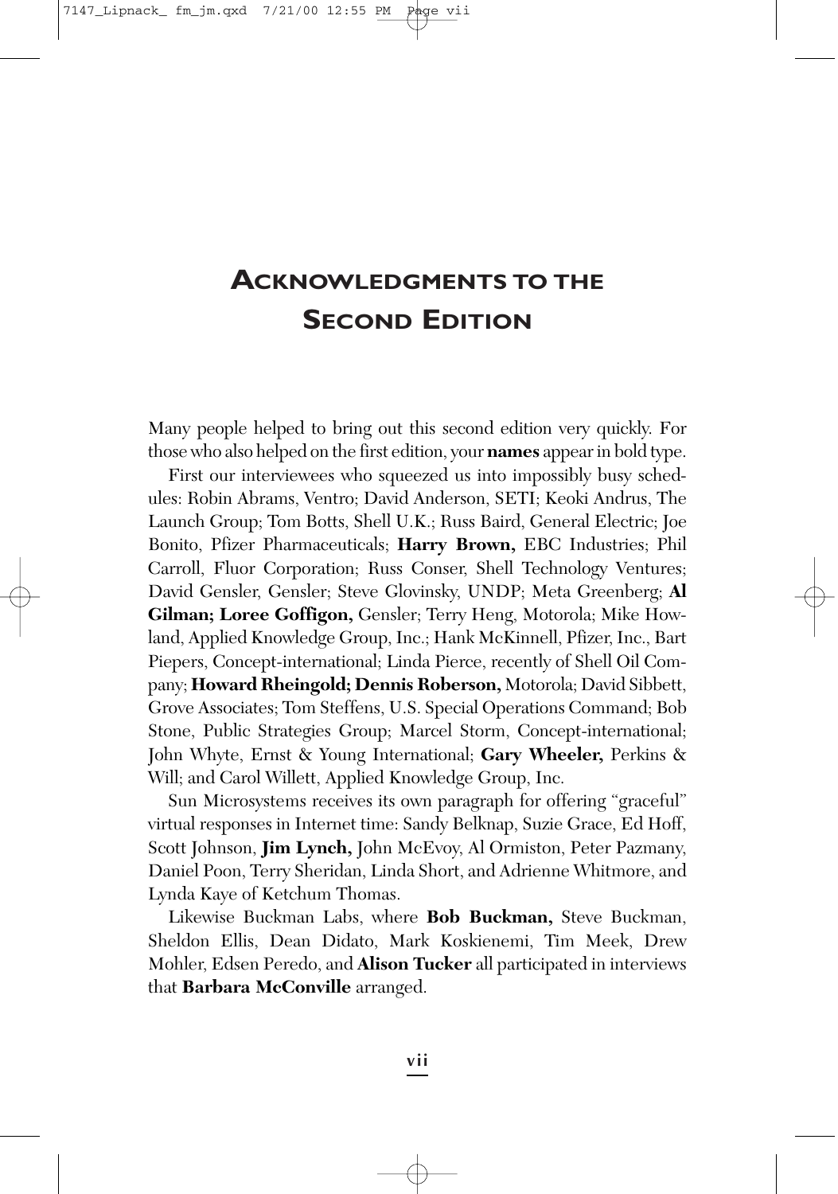# Acknowledgments to the Second Edition

Many people helped to bring out this second edition very quickly. For those who also helped on the first edition, your **names** appear in bold type.

First our interviewees who squeezed us into impossibly busy schedules: Robin Abrams, Ventro; David Anderson, SETI; Keoki Andrus, The Launch Group; Tom Botts, Shell U.K.; Russ Baird, General Electric; Joe Bonito, Pfizer Pharmaceuticals; **Harry Brown,** EBC Industries; Phil Carroll, Fluor Corporation; Russ Conser, Shell Technology Ventures; David Gensler, Gensler; Steve Glovinsky, UNDP; Meta Greenberg; **Al Gilman; Loree Goffigon,** Gensler; Terry Heng, Motorola; Mike Howland, Applied Knowledge Group, Inc.; Hank McKinnell, Pfizer, Inc., Bart Piepers, Concept-international; Linda Pierce, recently of Shell Oil Company; **Howard Rheingold; Dennis Roberson,** Motorola; David Sibbett, Grove Associates; Tom Steffens, U.S. Special Operations Command; Bob Stone, Public Strategies Group; Marcel Storm, Concept-international; John Whyte, Ernst & Young International; **Gary Wheeler,** Perkins & Will; and Carol Willett, Applied Knowledge Group, Inc.

Sun Microsystems receives its own paragraph for offering "graceful" virtual responses in Internet time: Sandy Belknap, Suzie Grace, Ed Hoff, Scott Johnson, **Jim Lynch,** John McEvoy, Al Ormiston, Peter Pazmany, Daniel Poon, Terry Sheridan, Linda Short, and Adrienne Whitmore, and Lynda Kaye of Ketchum Thomas.

Likewise Buckman Labs, where **Bob Buckman,** Steve Buckman, Sheldon Ellis, Dean Didato, Mark Koskienemi, Tim Meek, Drew Mohler, Edsen Peredo, and **Alison Tucker** all participated in interviews that **Barbara McConville** arranged.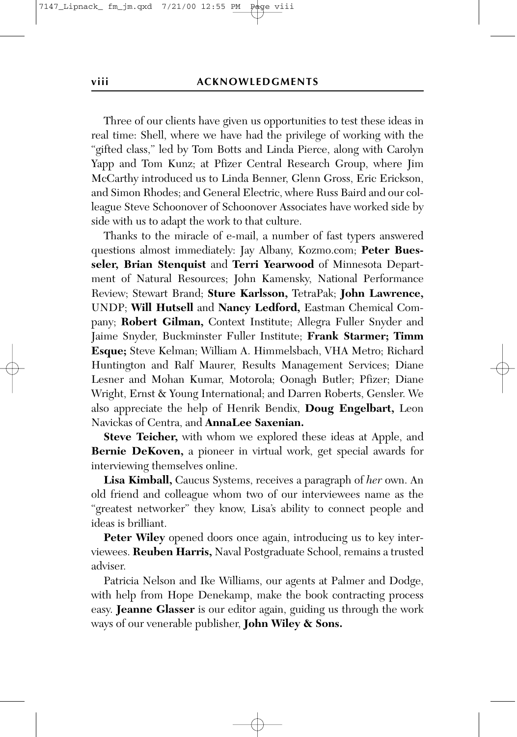Three of our clients have given us opportunities to test these ideas in real time: Shell, where we have had the privilege of working with the "gifted class," led by Tom Botts and Linda Pierce, along with Carolyn Yapp and Tom Kunz; at Pfizer Central Research Group, where Jim McCarthy introduced us to Linda Benner, Glenn Gross, Eric Erickson, and Simon Rhodes; and General Electric, where Russ Baird and our colleague Steve Schoonover of Schoonover Associates have worked side by side with us to adapt the work to that culture.

Thanks to the miracle of e-mail, a number of fast typers answered questions almost immediately: Jay Albany, Kozmo.com; **Peter Buesseler, Brian Stenquist** and **Terri Yearwood** of Minnesota Department of Natural Resources; John Kamensky, National Performance Review; Stewart Brand; **Sture Karlsson,** TetraPak; **John Lawrence,** UNDP; **Will Hutsell** and **Nancy Ledford,** Eastman Chemical Company; **Robert Gilman,** Context Institute; Allegra Fuller Snyder and Jaime Snyder, Buckminster Fuller Institute; **Frank Starmer; Timm Esque;** Steve Kelman; William A. Himmelsbach, VHA Metro; Richard Huntington and Ralf Maurer, Results Management Services; Diane Lesner and Mohan Kumar, Motorola; Oonagh Butler; Pfizer; Diane Wright, Ernst & Young International; and Darren Roberts, Gensler. We also appreciate the help of Henrik Bendix, **Doug Engelbart,** Leon Navickas of Centra, and **AnnaLee Saxenian.**

**Steve Teicher,** with whom we explored these ideas at Apple, and **Bernie DeKoven,** a pioneer in virtual work, get special awards for interviewing themselves online.

**Lisa Kimball,** Caucus Systems, receives a paragraph of *her* own. An old friend and colleague whom two of our interviewees name as the "greatest networker" they know, Lisa's ability to connect people and ideas is brilliant.

**Peter Wiley** opened doors once again, introducing us to key interviewees. **Reuben Harris,** Naval Postgraduate School, remains a trusted adviser.

Patricia Nelson and Ike Williams, our agents at Palmer and Dodge, with help from Hope Denekamp, make the book contracting process easy. **Jeanne Glasser** is our editor again, guiding us through the work ways of our venerable publisher, **John Wiley & Sons.**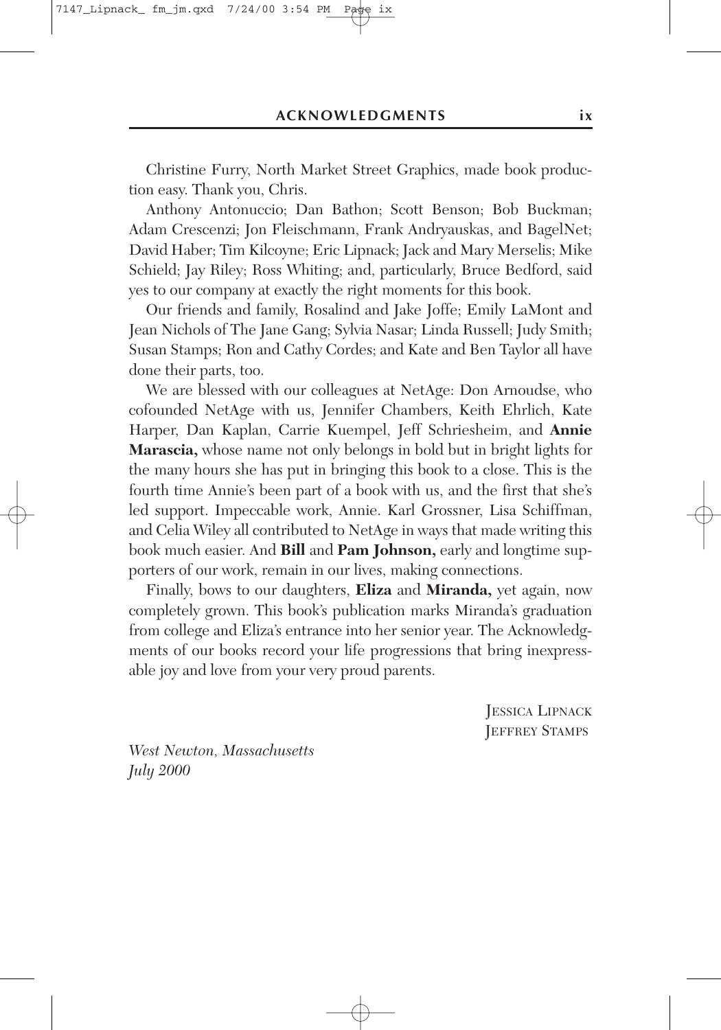Christine Furry, North Market Street Graphics, made book production easy. Thank you, Chris.

Anthony Antonuccio; Dan Bathon; Scott Benson; Bob Buckman; Adam Crescenzi; Jon Fleischmann, Frank Andryauskas, and BagelNet; David Haber; Tim Kilcoyne; Eric Lipnack; Jack and Mary Merselis; Mike Schield; Jay Riley; Ross Whiting; and, particularly, Bruce Bedford, said yes to our company at exactly the right moments for this book.

Our friends and family, Rosalind and Jake Joffe; Emily LaMont and Jean Nichols of The Jane Gang; Sylvia Nasar; Linda Russell; Judy Smith; Susan Stamps; Ron and Cathy Cordes; and Kate and Ben Taylor all have done their parts, too.

We are blessed with our colleagues at NetAge: Don Arnoudse, who cofounded NetAge with us, Jennifer Chambers, Keith Ehrlich, Kate Harper, Dan Kaplan, Carrie Kuempel, Jeff Schriesheim, and **Annie Marascia,** whose name not only belongs in bold but in bright lights for the many hours she has put in bringing this book to a close. This is the fourth time Annie's been part of a book with us, and the first that she's led support. Impeccable work, Annie. Karl Grossner, Lisa Schiffman, and Celia Wiley all contributed to NetAge in ways that made writing this book much easier. And **Bill** and **Pam Johnson,** early and longtime supporters of our work, remain in our lives, making connections.

Finally, bows to our daughters, **Eliza** and **Miranda,** yet again, now completely grown. This book's publication marks Miranda's graduation from college and Eliza's entrance into her senior year. The Acknowledgments of our books record your life progressions that bring inexpressable joy and love from your very proud parents.

JESSICA LIPNACK
JEFFREY STAMPS

*West Newton, Massachusetts*
*July 2000*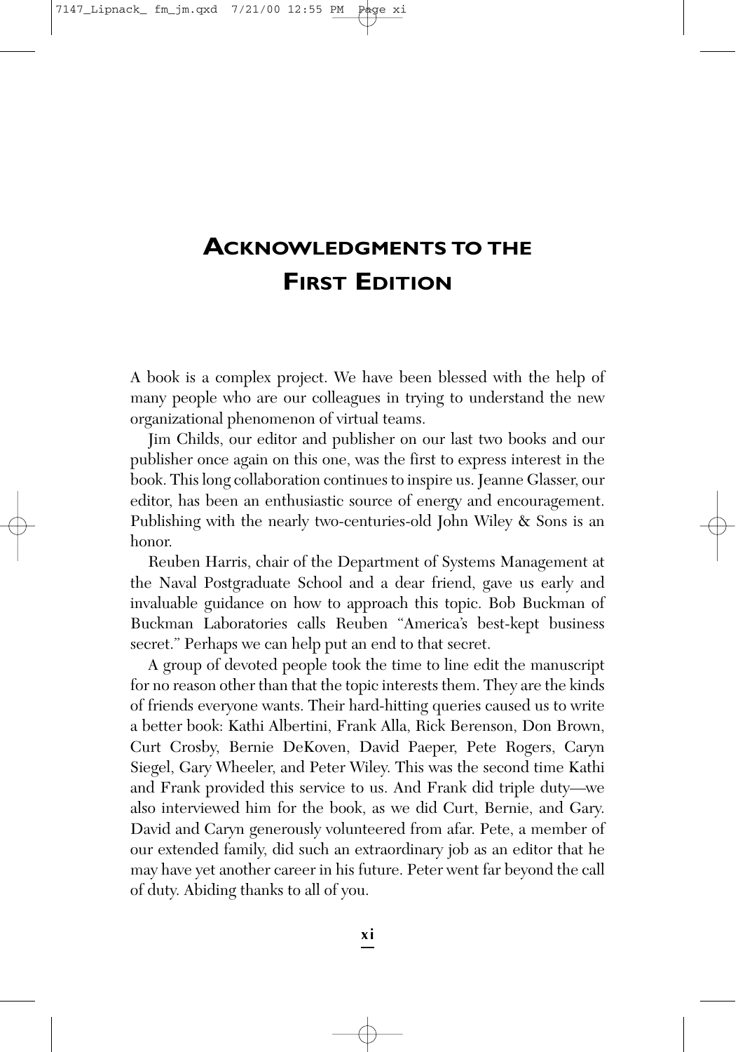# Acknowledgments to the First Edition

A book is a complex project. We have been blessed with the help of many people who are our colleagues in trying to understand the new organizational phenomenon of virtual teams.

Jim Childs, our editor and publisher on our last two books and our publisher once again on this one, was the first to express interest in the book. This long collaboration continues to inspire us. Jeanne Glasser, our editor, has been an enthusiastic source of energy and encouragement. Publishing with the nearly two-centuries-old John Wiley & Sons is an honor.

Reuben Harris, chair of the Department of Systems Management at the Naval Postgraduate School and a dear friend, gave us early and invaluable guidance on how to approach this topic. Bob Buckman of Buckman Laboratories calls Reuben "America's best-kept business secret." Perhaps we can help put an end to that secret.

A group of devoted people took the time to line edit the manuscript for no reason other than that the topic interests them. They are the kinds of friends everyone wants. Their hard-hitting queries caused us to write a better book: Kathi Albertini, Frank Alla, Rick Berenson, Don Brown, Curt Crosby, Bernie DeKoven, David Paeper, Pete Rogers, Caryn Siegel, Gary Wheeler, and Peter Wiley. This was the second time Kathi and Frank provided this service to us. And Frank did triple duty—we also interviewed him for the book, as we did Curt, Bernie, and Gary. David and Caryn generously volunteered from afar. Pete, a member of our extended family, did such an extraordinary job as an editor that he may have yet another career in his future. Peter went far beyond the call of duty. Abiding thanks to all of you.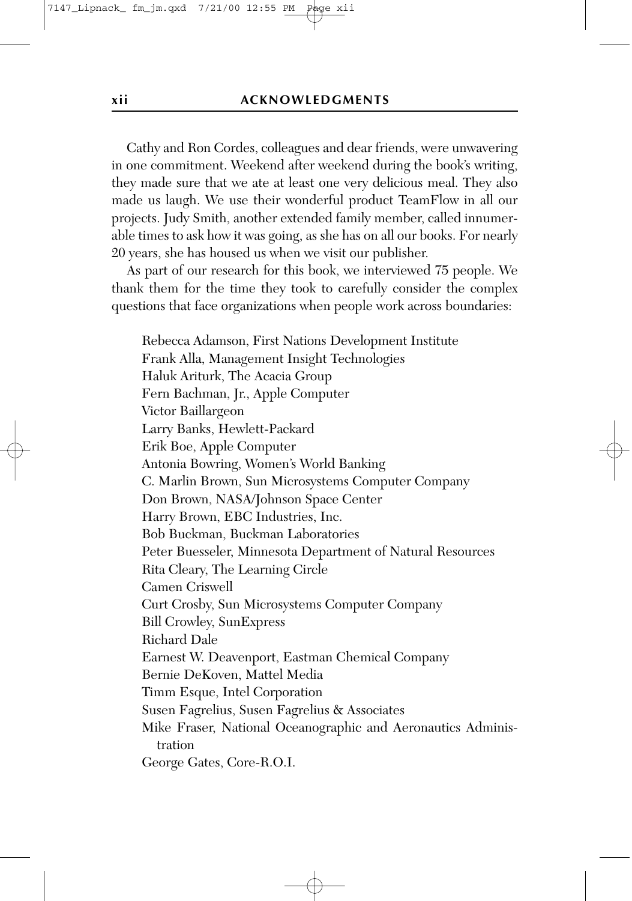Cathy and Ron Cordes, colleagues and dear friends, were unwavering in one commitment. Weekend after weekend during the book's writing, they made sure that we ate at least one very delicious meal. They also made us laugh. We use their wonderful product TeamFlow in all our projects. Judy Smith, another extended family member, called innumerable times to ask how it was going, as she has on all our books. For nearly 20 years, she has housed us when we visit our publisher.

As part of our research for this book, we interviewed 75 people. We thank them for the time they took to carefully consider the complex questions that face organizations when people work across boundaries:

Rebecca Adamson, First Nations Development Institute  
Frank Alla, Management Insight Technologies  
Haluk Ariturk, The Acacia Group  
Fern Bachman, Jr., Apple Computer  
Victor Baillargeon  
Larry Banks, Hewlett-Packard  
Erik Boe, Apple Computer  
Antonia Bowring, Women's World Banking  
C. Marlin Brown, Sun Microsystems Computer Company  
Don Brown, NASA/Johnson Space Center  
Harry Brown, EBC Industries, Inc.  
Bob Buckman, Buckman Laboratories  
Peter Buesseler, Minnesota Department of Natural Resources  
Rita Cleary, The Learning Circle  
Camen Criswell  
Curt Crosby, Sun Microsystems Computer Company  
Bill Crowley, SunExpress  
Richard Dale  
Earnest W. Deavenport, Eastman Chemical Company  
Bernie DeKoven, Mattel Media  
Timm Esque, Intel Corporation  
Susen Fagrelius, Susen Fagrelius & Associates  
Mike Fraser, National Oceanographic and Aeronautics Administration  
George Gates, Core-R.O.I.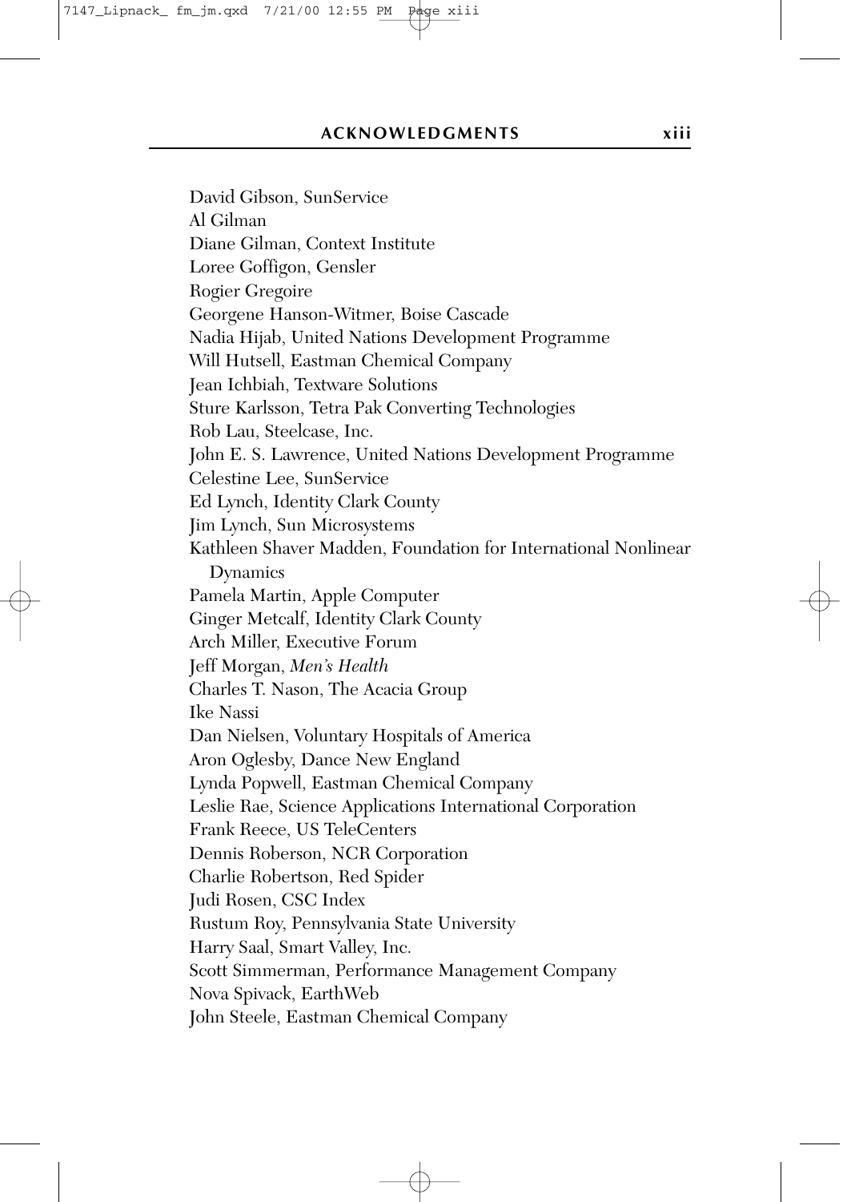David Gibson, SunService
Al Gilman
Diane Gilman, Context Institute
Loree Goffigon, Gensler
Rogier Gregoire
Georgene Hanson-Witmer, Boise Cascade
Nadia Hijab, United Nations Development Programme
Will Hutsell, Eastman Chemical Company
Jean Ichbiah, Textware Solutions
Sture Karlsson, Tetra Pak Converting Technologies
Rob Lau, Steelcase, Inc.
John E. S. Lawrence, United Nations Development Programme
Celestine Lee, SunService
Ed Lynch, Identity Clark County
Jim Lynch, Sun Microsystems
Kathleen Shaver Madden, Foundation for International Nonlinear Dynamics
Pamela Martin, Apple Computer
Ginger Metcalf, Identity Clark County
Arch Miller, Executive Forum
Jeff Morgan, *Men's Health*
Charles T. Nason, The Acacia Group
Ike Nassi
Dan Nielsen, Voluntary Hospitals of America
Aron Oglesby, Dance New England
Lynda Popwell, Eastman Chemical Company
Leslie Rae, Science Applications International Corporation
Frank Reece, US TeleCenters
Dennis Roberson, NCR Corporation
Charlie Robertson, Red Spider
Judi Rosen, CSC Index
Rustum Roy, Pennsylvania State University
Harry Saal, Smart Valley, Inc.
Scott Simmerman, Performance Management Company
Nova Spivack, EarthWeb
John Steele, Eastman Chemical Company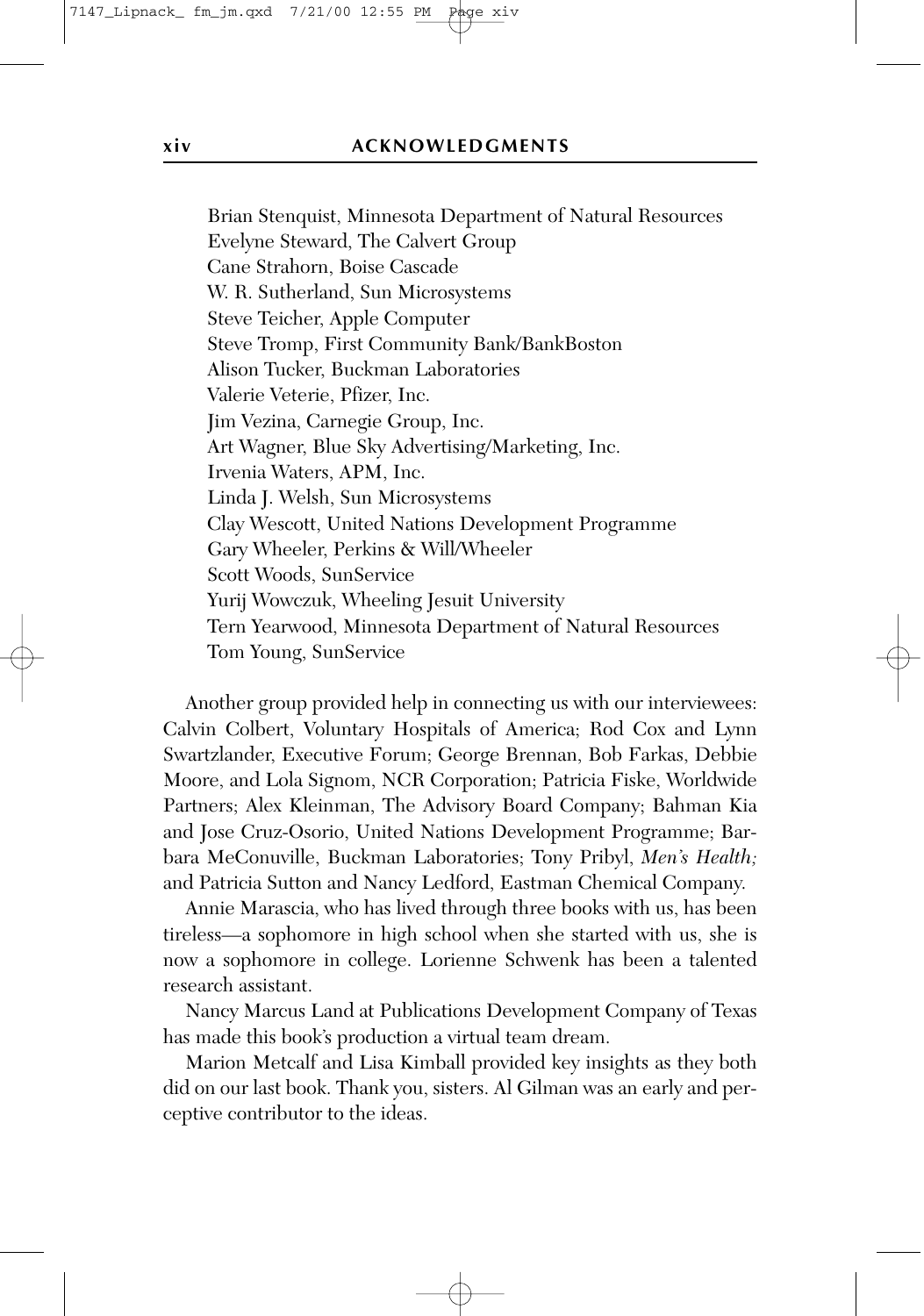Brian Stenquist, Minnesota Department of Natural Resources
Evelyne Steward, The Calvert Group
Cane Strahorn, Boise Cascade
W. R. Sutherland, Sun Microsystems
Steve Teicher, Apple Computer
Steve Tromp, First Community Bank/BankBoston
Alison Tucker, Buckman Laboratories
Valerie Veterie, Pfizer, Inc.
Jim Vezina, Carnegie Group, Inc.
Art Wagner, Blue Sky Advertising/Marketing, Inc.
Irvenia Waters, APM, Inc.
Linda J. Welsh, Sun Microsystems
Clay Wescott, United Nations Development Programme
Gary Wheeler, Perkins & Will/Wheeler
Scott Woods, SunService
Yurij Wowczuk, Wheeling Jesuit University
Tern Yearwood, Minnesota Department of Natural Resources
Tom Young, SunService

Another group provided help in connecting us with our interviewees: Calvin Colbert, Voluntary Hospitals of America; Rod Cox and Lynn Swartzlander, Executive Forum; George Brennan, Bob Farkas, Debbie Moore, and Lola Signom, NCR Corporation; Patricia Fiske, Worldwide Partners; Alex Kleinman, The Advisory Board Company; Bahman Kia and Jose Cruz-Osorio, United Nations Development Programme; Barbara MeConuville, Buckman Laboratories; Tony Pribyl, *Men's Health;* and Patricia Sutton and Nancy Ledford, Eastman Chemical Company.

Annie Marascia, who has lived through three books with us, has been tireless—a sophomore in high school when she started with us, she is now a sophomore in college. Lorienne Schwenk has been a talented research assistant.

Nancy Marcus Land at Publications Development Company of Texas has made this book's production a virtual team dream.

Marion Metcalf and Lisa Kimball provided key insights as they both did on our last book. Thank you, sisters. Al Gilman was an early and perceptive contributor to the ideas.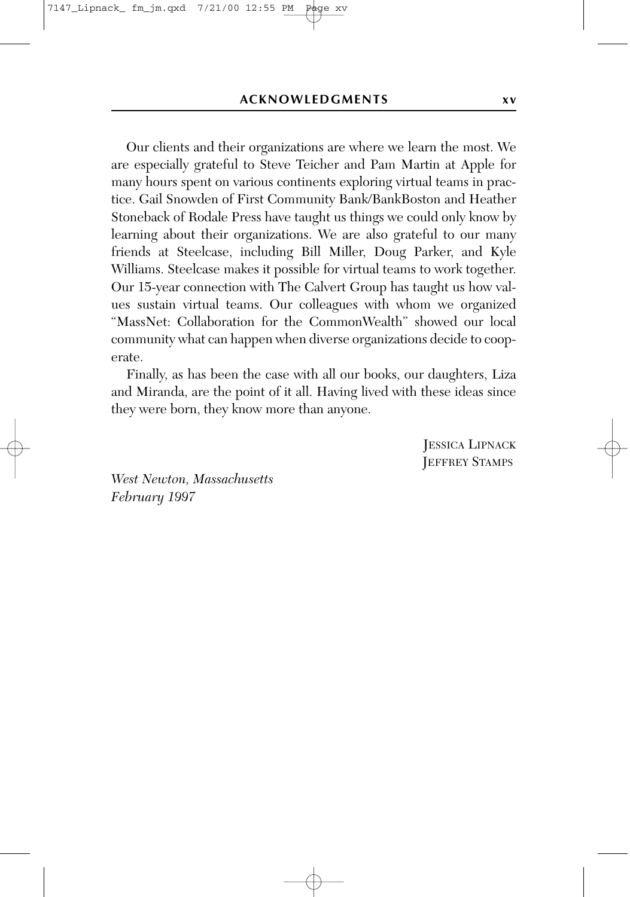Our clients and their organizations are where we learn the most. We are especially grateful to Steve Teicher and Pam Martin at Apple for many hours spent on various continents exploring virtual teams in practice. Gail Snowden of First Community Bank/BankBoston and Heather Stoneback of Rodale Press have taught us things we could only know by learning about their organizations. We are also grateful to our many friends at Steelcase, including Bill Miller, Doug Parker, and Kyle Williams. Steelcase makes it possible for virtual teams to work together. Our 15-year connection with The Calvert Group has taught us how values sustain virtual teams. Our colleagues with whom we organized "MassNet: Collaboration for the CommonWealth" showed our local community what can happen when diverse organizations decide to cooperate.

Finally, as has been the case with all our books, our daughters, Liza and Miranda, are the point of it all. Having lived with these ideas since they were born, they know more than anyone.

JESSICA LIPNACK
JEFFREY STAMPS

*West Newton, Massachusetts*
*February 1997*